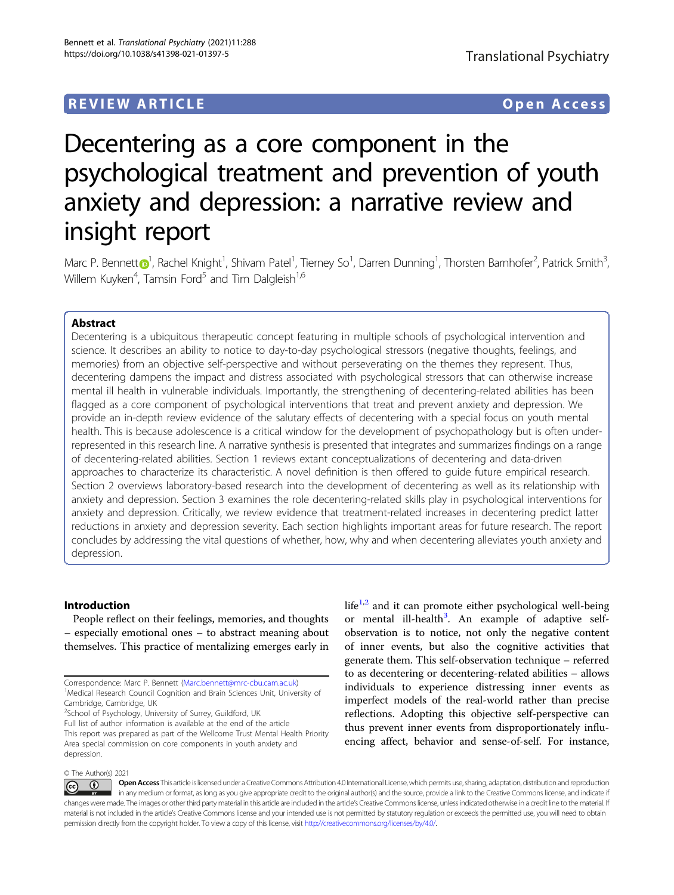REVIEW ARTICLE Open Access

# Decentering as a core component in the psychological treatment and prevention of youth anxiety and depression: a narrative review and insight report

Marc P. Bennett[1], Rachel Knight[1], Shivam Patel[1], Tierney So[1], Darren Dunning[1], Thorsten Barnhofer[2], Patrick Smith[3], Willem Kuyken[4], Tamsin Ford[5] and Tim Dalgleish[1,6]

## Abstract

Decentering is a ubiquitous therapeutic concept featuring in multiple schools of psychological intervention and science. It describes an ability to notice to day-to-day psychological stressors (negative thoughts, feelings, and memories) from an objective self-perspective and without perseverating on the themes they represent. Thus, decentering dampens the impact and distress associated with psychological stressors that can otherwise increase mental ill health in vulnerable individuals. Importantly, the strengthening of decentering-related abilities has been flagged as a core component of psychological interventions that treat and prevent anxiety and depression. We provide an in-depth review evidence of the salutary effects of decentering with a special focus on youth mental health. This is because adolescence is a critical window for the development of psychopathology but is often under-represented in this research line. A narrative synthesis is presented that integrates and summarizes findings on a range of decentering-related abilities. Section 1 reviews extant conceptualizations of decentering and data-driven approaches to characterize its characteristic. A novel definition is then offered to guide future empirical research. Section 2 overviews laboratory-based research into the development of decentering as well as its relationship with anxiety and depression. Section 3 examines the role decentering-related skills play in psychological interventions for anxiety and depression. Critically, we review evidence that treatment-related increases in decentering predict latter reductions in anxiety and depression severity. Each section highlights important areas for future research. The report concludes by addressing the vital questions of whether, how, why and when decentering alleviates youth anxiety and depression.

## Introduction

People reflect on their feelings, memories, and thoughts – especially emotional ones – to abstract meaning about themselves. This practice of mentalizing emerges early in life[1,2] and it can promote either psychological well-being or mental ill-health[3]. An example of adaptive self-observation is to notice, not only the negative content of inner events, but also the cognitive activities that generate them. This self-observation technique – referred to as decentering or decentering-related abilities – allows individuals to experience distressing inner events as imperfect models of the real-world rather than precise reflections. Adopting this objective self-perspective can thus prevent inner events from disproportionately influencing affect, behavior and sense-of-self. For instance,

Correspondence: Marc P. Bennett (Marc.bennett@mrc-cbu.cam.ac.uk)
[1]Medical Research Council Cognition and Brain Sciences Unit, University of Cambridge, Cambridge, UK
[2]School of Psychology, University of Surrey, Guildford, UK
Full list of author information is available at the end of the article
This report was prepared as part of the Wellcome Trust Mental Health Priority Area special commission on core components in youth anxiety and depression.

© The Author(s) 2021

Open Access This article is licensed under a Creative Commons Attribution 4.0 International License, which permits use, sharing, adaptation, distribution and reproduction in any medium or format, as long as you give appropriate credit to the original author(s) and the source, provide a link to the Creative Commons license, and indicate if changes were made. The images or other third party material in this article are included in the article's Creative Commons license, unless indicated otherwise in a credit line to the material. If material is not included in the article's Creative Commons license and your intended use is not permitted by statutory regulation or exceeds the permitted use, you will need to obtain permission directly from the copyright holder. To view a copy of this license, visit http://creativecommons.org/licenses/by/4.0/.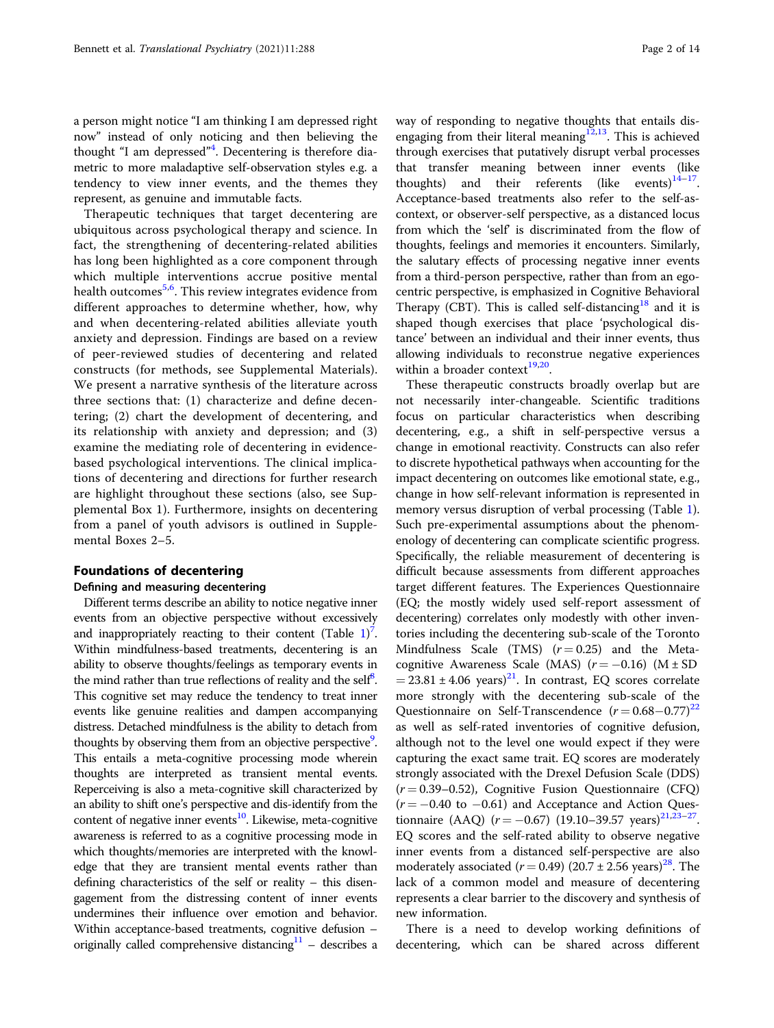a person might notice "I am thinking I am depressed right now" instead of only noticing and then believing the thought "I am depressed"[4]. Decentering is therefore diametric to more maladaptive self-observation styles e.g. a tendency to view inner events, and the themes they represent, as genuine and immutable facts.

Therapeutic techniques that target decentering are ubiquitous across psychological therapy and science. In fact, the strengthening of decentering-related abilities has long been highlighted as a core component through which multiple interventions accrue positive mental health outcomes[5,6]. This review integrates evidence from different approaches to determine whether, how, why and when decentering-related abilities alleviate youth anxiety and depression. Findings are based on a review of peer-reviewed studies of decentering and related constructs (for methods, see Supplemental Materials). We present a narrative synthesis of the literature across three sections that: (1) characterize and define decentering; (2) chart the development of decentering, and its relationship with anxiety and depression; and (3) examine the mediating role of decentering in evidence-based psychological interventions. The clinical implications of decentering and directions for further research are highlight throughout these sections (also, see Supplemental Box 1). Furthermore, insights on decentering from a panel of youth advisors is outlined in Supplemental Boxes 2–5.

## Foundations of decentering

### Defining and measuring decentering

Different terms describe an ability to notice negative inner events from an objective perspective without excessively and inappropriately reacting to their content (Table 1)[7]. Within mindfulness-based treatments, decentering is an ability to observe thoughts/feelings as temporary events in the mind rather than true reflections of reality and the self[8]. This cognitive set may reduce the tendency to treat inner events like genuine realities and dampen accompanying distress. Detached mindfulness is the ability to detach from thoughts by observing them from an objective perspective[9]. This entails a meta-cognitive processing mode wherein thoughts are interpreted as transient mental events. Reperceiving is also a meta-cognitive skill characterized by an ability to shift one's perspective and dis-identify from the content of negative inner events[10]. Likewise, meta-cognitive awareness is referred to as a cognitive processing mode in which thoughts/memories are interpreted with the knowledge that they are transient mental events rather than defining characteristics of the self or reality – this disengagement from the distressing content of inner events undermines their influence over emotion and behavior. Within acceptance-based treatments, cognitive defusion – originally called comprehensive distancing[11] – describes a way of responding to negative thoughts that entails disengaging from their literal meaning[12,13]. This is achieved through exercises that putatively disrupt verbal processes that transfer meaning between inner events (like thoughts) and their referents (like events)[14–17]. Acceptance-based treatments also refer to the self-as-context, or observer-self perspective, as a distanced locus from which the 'self' is discriminated from the flow of thoughts, feelings and memories it encounters. Similarly, the salutary effects of processing negative inner events from a third-person perspective, rather than from an egocentric perspective, is emphasized in Cognitive Behavioral Therapy (CBT). This is called self-distancing[18] and it is shaped though exercises that place 'psychological distance' between an individual and their inner events, thus allowing individuals to reconstrue negative experiences within a broader context[19,20].

These therapeutic constructs broadly overlap but are not necessarily inter-changeable. Scientific traditions focus on particular characteristics when describing decentering, e.g., a shift in self-perspective versus a change in emotional reactivity. Constructs can also refer to discrete hypothetical pathways when accounting for the impact decentering on outcomes like emotional state, e.g., change in how self-relevant information is represented in memory versus disruption of verbal processing (Table 1). Such pre-experimental assumptions about the phenomenology of decentering can complicate scientific progress. Specifically, the reliable measurement of decentering is difficult because assessments from different approaches target different features. The Experiences Questionnaire (EQ; the mostly widely used self-report assessment of decentering) correlates only modestly with other inventories including the decentering sub-scale of the Toronto Mindfulness Scale (TMS) ($r = 0.25$) and the Meta-cognitive Awareness Scale (MAS) ($r = -0.16$) (M ± SD $= 23.81 \pm 4.06$ years)[21]. In contrast, EQ scores correlate more strongly with the decentering sub-scale of the Questionnaire on Self-Transcendence ($r = 0.68-0.77$)[22] as well as self-rated inventories of cognitive defusion, although not to the level one would expect if they were capturing the exact same trait. EQ scores are moderately strongly associated with the Drexel Defusion Scale (DDS) ($r = 0.39$–$0.52$), Cognitive Fusion Questionnaire (CFQ) ($r = -0.40$ to $-0.61$) and Acceptance and Action Questionnaire (AAQ) ($r = -0.67$) (19.10–39.57 years)[21,23–27]. EQ scores and the self-rated ability to observe negative inner events from a distanced self-perspective are also moderately associated ($r = 0.49$) ($20.7 \pm 2.56$ years)[28]. The lack of a common model and measure of decentering represents a clear barrier to the discovery and synthesis of new information.

There is a need to develop working definitions of decentering, which can be shared across different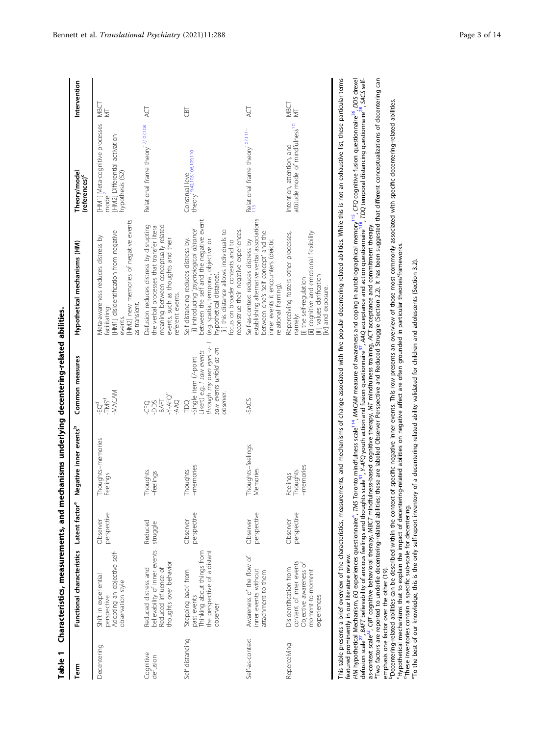**Table 1 Characteristics, measurements, and mechanisms underlying decentering-related abilities.**

| Term | Functional characteristics | Latent factor[a] | Negative inner events[b] | Common measures | Hypothetical mechanisms (HM) | Theory/model (references)[c] | Intervention |
|---|---|---|---|---|---|---|---|
| Decentering | Shift in experiential perspective<br>Adopting an objective self-observation style | Observer perspective | Thoughts–memories<br>Feelings | -EQ[d]<br>-TMS[d]<br>-MACAM | Meta-awareness reduces distress by facilitating:<br>[HM1] disidentification from negative events.<br>[HM2] new memories of negative events as transient. | [HM1] Meta-cognitive processes model[7]<br>[HM2] Differential activation hypothesis (52) | MBCT<br>MT |
| Cognitive defusion | Reduced distress and believability of inner events<br>Reduced influence of thoughts over behavior | Reduced struggle | Thoughts<br>–feelings | -CFQ<br>-DDS<br>-BAFT<br>-Y-AFQ[e]<br>-AAQ | Defusion reduces distress by disrupting the verbal processes that transfer literal meaning between conceptually related events, such as thoughts and their referent events. | Relational frame theory[17,107,108] | ACT |
| Self-distancing | 'Stepping back' from past events<br>Thinking about things from the perspective of a distant observer | Observer perspective | Thoughts<br>–memories | -TDQ<br>-Single item (7-point Likert) e.g. *I saw events through my own eyes -v- I saw events unfold as an observer.* | Self-distancing reduces distress by:<br>[i] introducing '*psychological distance*' between the self and the negative event (e.g. spatial, temporal, objective or hypothetical distance).<br>[ii] this distance allows individuals to focus on broader contexts and to reconstrue their negative experiences. | Construal level theory[19,42,105,106,109,110] | CBT |
| Self-as-context | Awareness of the flow of inner events without attachment to them | Observer perspective | Thoughts–feelings<br>Memories | -SACS | Self-as-context reduces distress by establishing alternative verbal associations between one's 'self concept' and the inner events it encounters (deictic relational framing). | Relational frame theory[107,111–113] | ACT |
| Reperceiving | Disidentification from content of inner events<br>Objective awareness of moment-to-moment experiences | Observer perspective | Feelings<br>Thoughts<br>–memories | – | Reperceiving fosters other processes, namely:<br>[i] the self-regulation<br>[ii] cognitive and emotional flexibility<br>[iii] values clarification<br>[iv] and exposure. | Intention, attention, and attitude model of mindfulness[10] | MBCT<br>MT |

This table presents a brief overview of the characteristics, measurements, and mechanisms-of-change associated with five popular decentering-related abilities. While this is not an exhaustive list, these particular terms featured prominently in our literature review.

*HM* hypothetical Mechanism, *EQ* experiences questionnaire[4], *TMS* Toronto mindfulness scale[114], *MACAM* measure of awareness and coping in autobiographical memory[115], *CFQ* cognitive fusion questionnaire[36], *DDS* drexel defusion scale[27], *BAFT* believability of anxious feelings and thoughts scale[31], *Y-AFQ* youth action and fusion questionnaire[37], *AAQ* acceptance and action questionnaire[116], *TDQ* temporal distancing questionnaire[28], *SACS* self-as-context scale[32], *CBT* cognitive behavioral therapy, *MBCT* mindfulness-based cognitive therapy, *MT* mindfulness training, *ACT* acceptance and commitment therapy.

[a]Two factors are reported to underlie decentering-related abilities; these are labeled Observer Perspective and Reduced Struggle (Section 2.2). It has been suggested that different conceptualizations of decentering can emphasis one factor over the other (19).

[b]Decentering-related abilities can be described within the context of specific negative inner events. This row presents an overview of those most commonly associated with specific decentering-related abilities.

[c]Hypothetical mechanisms that to explain the impact of decentering-related abilities on negative affect are often grounded in particular theories/frameworks.

[d]These inventories contain a specific sub-scale for decentering.

[e]To the best of our knowledge, this is the only self-report inventory of a decentering-related ability validated for children and adolescents (Section 3.2).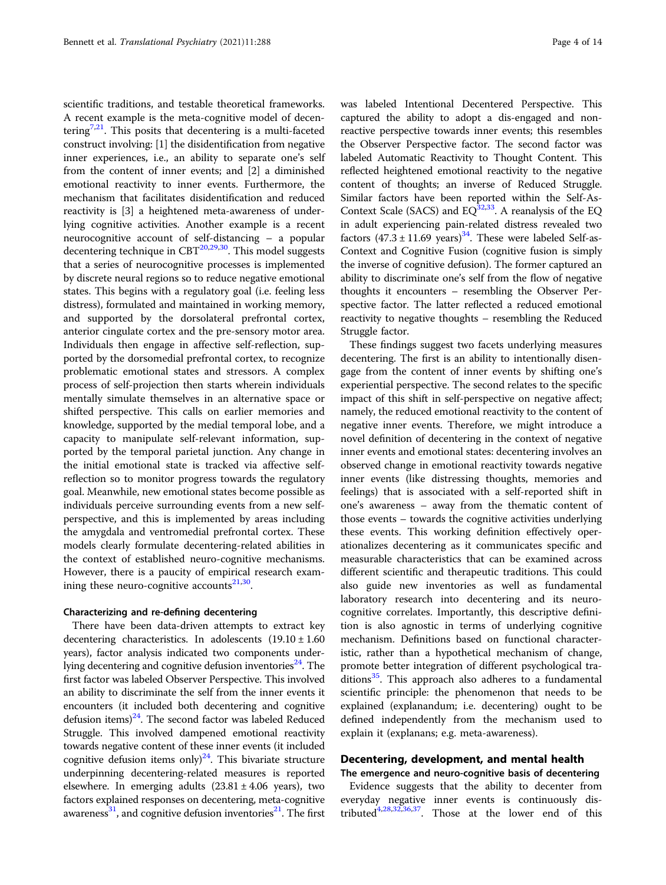scientific traditions, and testable theoretical frameworks. A recent example is the meta-cognitive model of decentering[7,21]. This posits that decentering is a multi-faceted construct involving: [1] the disidentification from negative inner experiences, i.e., an ability to separate one's self from the content of inner events; and [2] a diminished emotional reactivity to inner events. Furthermore, the mechanism that facilitates disidentification and reduced reactivity is [3] a heightened meta-awareness of underlying cognitive activities. Another example is a recent neurocognitive account of self-distancing – a popular decentering technique in CBT[20,29,30]. This model suggests that a series of neurocognitive processes is implemented by discrete neural regions so to reduce negative emotional states. This begins with a regulatory goal (i.e. feeling less distress), formulated and maintained in working memory, and supported by the dorsolateral prefrontal cortex, anterior cingulate cortex and the pre-sensory motor area. Individuals then engage in affective self-reflection, supported by the dorsomedial prefrontal cortex, to recognize problematic emotional states and stressors. A complex process of self-projection then starts wherein individuals mentally simulate themselves in an alternative space or shifted perspective. This calls on earlier memories and knowledge, supported by the medial temporal lobe, and a capacity to manipulate self-relevant information, supported by the temporal parietal junction. Any change in the initial emotional state is tracked via affective self-reflection so to monitor progress towards the regulatory goal. Meanwhile, new emotional states become possible as individuals perceive surrounding events from a new self-perspective, and this is implemented by areas including the amygdala and ventromedial prefrontal cortex. These models clearly formulate decentering-related abilities in the context of established neuro-cognitive mechanisms. However, there is a paucity of empirical research examining these neuro-cognitive accounts[21,30].

### Characterizing and re-defining decentering

There have been data-driven attempts to extract key decentering characteristics. In adolescents ($19.10 \pm 1.60$ years), factor analysis indicated two components underlying decentering and cognitive defusion inventories[24]. The first factor was labeled Observer Perspective. This involved an ability to discriminate the self from the inner events it encounters (it included both decentering and cognitive defusion items)[24]. The second factor was labeled Reduced Struggle. This involved dampened emotional reactivity towards negative content of these inner events (it included cognitive defusion items only)[24]. This bivariate structure underpinning decentering-related measures is reported elsewhere. In emerging adults ($23.81 \pm 4.06$ years), two factors explained responses on decentering, meta-cognitive awareness[31], and cognitive defusion inventories[21]. The first was labeled Intentional Decentered Perspective. This captured the ability to adopt a dis-engaged and non-reactive perspective towards inner events; this resembles the Observer Perspective factor. The second factor was labeled Automatic Reactivity to Thought Content. This reflected heightened emotional reactivity to the negative content of thoughts; an inverse of Reduced Struggle. Similar factors have been reported within the Self-As-Context Scale (SACS) and EQ[32,33]. A reanalysis of the EQ in adult experiencing pain-related distress revealed two factors ($47.3 \pm 11.69$ years)[34]. These were labeled Self-as-Context and Cognitive Fusion (cognitive fusion is simply the inverse of cognitive defusion). The former captured an ability to discriminate one's self from the flow of negative thoughts it encounters – resembling the Observer Perspective factor. The latter reflected a reduced emotional reactivity to negative thoughts – resembling the Reduced Struggle factor.

These findings suggest two facets underlying measures decentering. The first is an ability to intentionally disengage from the content of inner events by shifting one's experiential perspective. The second relates to the specific impact of this shift in self-perspective on negative affect; namely, the reduced emotional reactivity to the content of negative inner events. Therefore, we might introduce a novel definition of decentering in the context of negative inner events and emotional states: decentering involves an observed change in emotional reactivity towards negative inner events (like distressing thoughts, memories and feelings) that is associated with a self-reported shift in one's awareness – away from the thematic content of those events – towards the cognitive activities underlying these events. This working definition effectively operationalizes decentering as it communicates specific and measurable characteristics that can be examined across different scientific and therapeutic traditions. This could also guide new inventories as well as fundamental laboratory research into decentering and its neurocognitive correlates. Importantly, this descriptive definition is also agnostic in terms of underlying cognitive mechanism. Definitions based on functional characteristic, rather than a hypothetical mechanism of change, promote better integration of different psychological traditions[35]. This approach also adheres to a fundamental scientific principle: the phenomenon that needs to be explained (explanandum; i.e. decentering) ought to be defined independently from the mechanism used to explain it (explanans; e.g. meta-awareness).

## Decentering, development, and mental health

### The emergence and neuro-cognitive basis of decentering

Evidence suggests that the ability to decenter from everyday negative inner events is continuously distributed[4,28,32,36,37]. Those at the lower end of this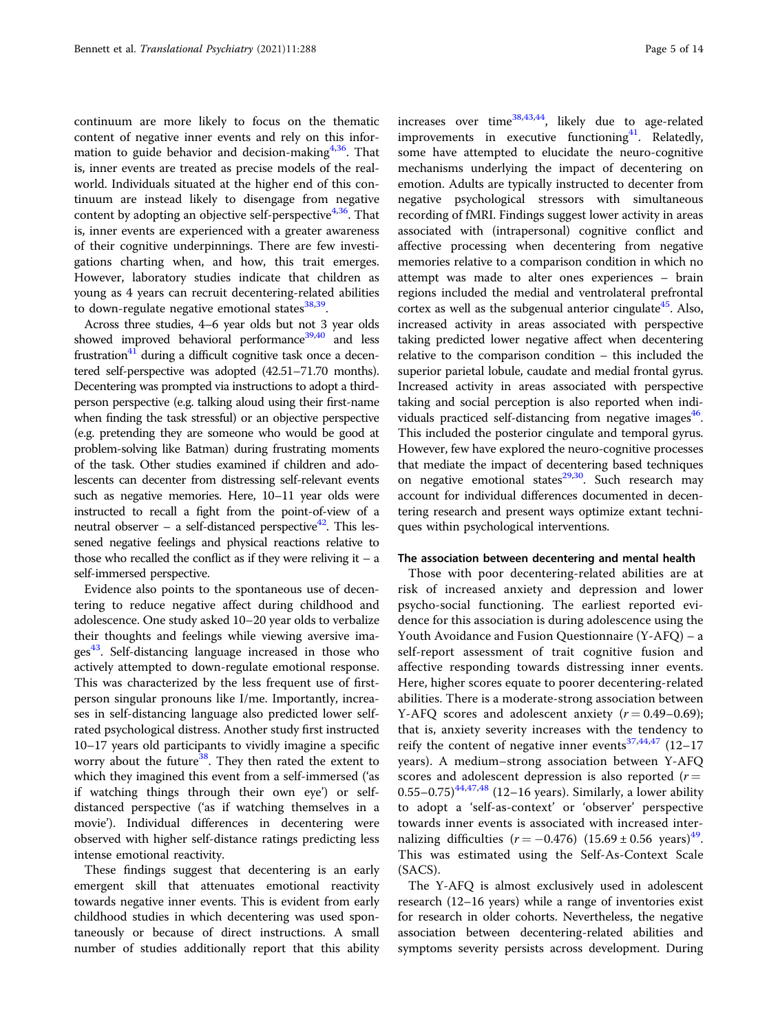continuum are more likely to focus on the thematic content of negative inner events and rely on this information to guide behavior and decision-making[4,36]. That is, inner events are treated as precise models of the real-world. Individuals situated at the higher end of this continuum are instead likely to disengage from negative content by adopting an objective self-perspective[4,36]. That is, inner events are experienced with a greater awareness of their cognitive underpinnings. There are few investigations charting when, and how, this trait emerges. However, laboratory studies indicate that children as young as 4 years can recruit decentering-related abilities to down-regulate negative emotional states[38,39].

Across three studies, 4–6 year olds but not 3 year olds showed improved behavioral performance[39,40] and less frustration[41] during a difficult cognitive task once a decentered self-perspective was adopted (42.51–71.70 months). Decentering was prompted via instructions to adopt a third-person perspective (e.g. talking aloud using their first-name when finding the task stressful) or an objective perspective (e.g. pretending they are someone who would be good at problem-solving like Batman) during frustrating moments of the task. Other studies examined if children and adolescents can decenter from distressing self-relevant events such as negative memories. Here, 10–11 year olds were instructed to recall a fight from the point-of-view of a neutral observer – a self-distanced perspective[42]. This lessened negative feelings and physical reactions relative to those who recalled the conflict as if they were reliving it – a self-immersed perspective.

Evidence also points to the spontaneous use of decentering to reduce negative affect during childhood and adolescence. One study asked 10–20 year olds to verbalize their thoughts and feelings while viewing aversive images[43]. Self-distancing language increased in those who actively attempted to down-regulate emotional response. This was characterized by the less frequent use of first-person singular pronouns like I/me. Importantly, increases in self-distancing language also predicted lower self-rated psychological distress. Another study first instructed 10–17 years old participants to vividly imagine a specific worry about the future[38]. They then rated the extent to which they imagined this event from a self-immersed ('as if watching things through their own eye') or self-distanced perspective ('as if watching themselves in a movie'). Individual differences in decentering were observed with higher self-distance ratings predicting less intense emotional reactivity.

These findings suggest that decentering is an early emergent skill that attenuates emotional reactivity towards negative inner events. This is evident from early childhood studies in which decentering was used spontaneously or because of direct instructions. A small number of studies additionally report that this ability increases over time[38,43,44], likely due to age-related improvements in executive functioning[41]. Relatedly, some have attempted to elucidate the neuro-cognitive mechanisms underlying the impact of decentering on emotion. Adults are typically instructed to decenter from negative psychological stressors with simultaneous recording of fMRI. Findings suggest lower activity in areas associated with (intrapersonal) cognitive conflict and affective processing when decentering from negative memories relative to a comparison condition in which no attempt was made to alter ones experiences – brain regions included the medial and ventrolateral prefrontal cortex as well as the subgenual anterior cingulate[45]. Also, increased activity in areas associated with perspective taking predicted lower negative affect when decentering relative to the comparison condition – this included the superior parietal lobule, caudate and medial frontal gyrus. Increased activity in areas associated with perspective taking and social perception is also reported when individuals practiced self-distancing from negative images[46]. This included the posterior cingulate and temporal gyrus. However, few have explored the neuro-cognitive processes that mediate the impact of decentering based techniques on negative emotional states[29,30]. Such research may account for individual differences documented in decentering research and present ways optimize extant techniques within psychological interventions.

#### The association between decentering and mental health

Those with poor decentering-related abilities are at risk of increased anxiety and depression and lower psycho-social functioning. The earliest reported evidence for this association is during adolescence using the Youth Avoidance and Fusion Questionnaire (Y-AFQ) – a self-report assessment of trait cognitive fusion and affective responding towards distressing inner events. Here, higher scores equate to poorer decentering-related abilities. There is a moderate-strong association between Y-AFQ scores and adolescent anxiety ($r = 0.49$–$0.69$); that is, anxiety severity increases with the tendency to reify the content of negative inner events[37,44,47] (12–17 years). A medium–strong association between Y-AFQ scores and adolescent depression is also reported ($r = 0.55$–$0.75$)[44,47,48] (12–16 years). Similarly, a lower ability to adopt a 'self-as-context' or 'observer' perspective towards inner events is associated with increased internalizing difficulties ($r = -0.476$) ($15.69 \pm 0.56$ years)[49]. This was estimated using the Self-As-Context Scale (SACS).

The Y-AFQ is almost exclusively used in adolescent research (12–16 years) while a range of inventories exist for research in older cohorts. Nevertheless, the negative association between decentering-related abilities and symptoms severity persists across development. During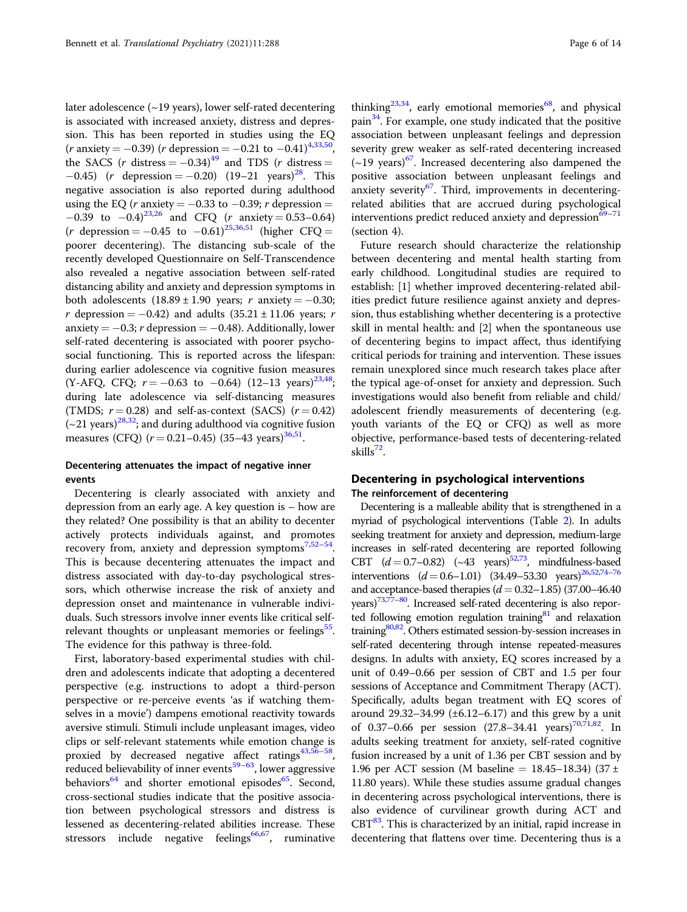later adolescence (~19 years), lower self-rated decentering is associated with increased anxiety, distress and depression. This has been reported in studies using the EQ ($r$ anxiety = −0.39) ($r$ depression = −0.21 to −0.41)[4,33,50], the SACS ($r$ distress = −0.34)[49] and TDS ($r$ distress = −0.45) ($r$ depression = −0.20) (19–21 years)[28]. This negative association is also reported during adulthood using the EQ ($r$ anxiety = −0.33 to −0.39; $r$ depression = −0.39 to −0.4)[23,26] and CFQ ($r$ anxiety = 0.53–0.64) ($r$ depression = −0.45 to −0.61)[25,36,51] (higher CFQ = poorer decentering). The distancing sub-scale of the recently developed Questionnaire on Self-Transcendence also revealed a negative association between self-rated distancing ability and anxiety and depression symptoms in both adolescents (18.89 ± 1.90 years; $r$ anxiety = −0.30; $r$ depression = −0.42) and adults (35.21 ± 11.06 years; $r$ anxiety = −0.3; $r$ depression = −0.48). Additionally, lower self-rated decentering is associated with poorer psychosocial functioning. This is reported across the lifespan: during earlier adolescence via cognitive fusion measures (Y-AFQ, CFQ; $r$ = −0.63 to −0.64) (12–13 years)[23,48]; during late adolescence via self-distancing measures (TMDS; $r$ = 0.28) and self-as-context (SACS) ($r$ = 0.42) (~21 years)[28,32]; and during adulthood via cognitive fusion measures (CFQ) ($r$ = 0.21–0.45) (35–43 years)[36,51].

### Decentering attenuates the impact of negative inner events

Decentering is clearly associated with anxiety and depression from an early age. A key question is – how are they related? One possibility is that an ability to decenter actively protects individuals against, and promotes recovery from, anxiety and depression symptoms[7,52–54]. This is because decentering attenuates the impact and distress associated with day-to-day psychological stressors, which otherwise increase the risk of anxiety and depression onset and maintenance in vulnerable individuals. Such stressors involve inner events like critical self-relevant thoughts or unpleasant memories or feelings[55]. The evidence for this pathway is three-fold.

First, laboratory-based experimental studies with children and adolescents indicate that adopting a decentered perspective (e.g. instructions to adopt a third-person perspective or re-perceive events 'as if watching themselves in a movie') dampens emotional reactivity towards aversive stimuli. Stimuli include unpleasant images, video clips or self-relevant statements while emotion change is proxied by decreased negative affect ratings[43,56–58], reduced believability of inner events[59–63], lower aggressive behaviors[64] and shorter emotional episodes[65]. Second, cross-sectional studies indicate that the positive association between psychological stressors and distress is lessened as decentering-related abilities increase. These stressors include negative feelings[66,67], ruminative thinking[23,34], early emotional memories[68], and physical pain[34]. For example, one study indicated that the positive association between unpleasant feelings and depression severity grew weaker as self-rated decentering increased (~19 years)[67]. Increased decentering also dampened the positive association between unpleasant feelings and anxiety severity[67]. Third, improvements in decentering-related abilities that are accrued during psychological interventions predict reduced anxiety and depression[69–71] (section 4).

Future research should characterize the relationship between decentering and mental health starting from early childhood. Longitudinal studies are required to establish: [1] whether improved decentering-related abilities predict future resilience against anxiety and depression, thus establishing whether decentering is a protective skill in mental health: and [2] when the spontaneous use of decentering begins to impact affect, thus identifying critical periods for training and intervention. These issues remain unexplored since much research takes place after the typical age-of-onset for anxiety and depression. Such investigations would also benefit from reliable and child/adolescent friendly measurements of decentering (e.g. youth variants of the EQ or CFQ) as well as more objective, performance-based tests of decentering-related skills[72].

## Decentering in psychological interventions

### The reinforcement of decentering

Decentering is a malleable ability that is strengthened in a myriad of psychological interventions (Table 2). In adults seeking treatment for anxiety and depression, medium-large increases in self-rated decentering are reported following CBT ($d$ = 0.7–0.82) (~43 years)[52,73], mindfulness-based interventions ($d$ = 0.6–1.01) (34.49–53.30 years)[26,52,74–76] and acceptance-based therapies ($d$ = 0.32–1.85) (37.00–46.40 years)[73,77–80]. Increased self-rated decentering is also reported following emotion regulation training[81] and relaxation training[80,82]. Others estimated session-by-session increases in self-rated decentering through intense repeated-measures designs. In adults with anxiety, EQ scores increased by a unit of 0.49–0.66 per session of CBT and 1.5 per four sessions of Acceptance and Commitment Therapy (ACT). Specifically, adults began treatment with EQ scores of around 29.32–34.99 (±6.12–6.17) and this grew by a unit of 0.37–0.66 per session (27.8–34.41 years)[70,71,82]. In adults seeking treatment for anxiety, self-rated cognitive fusion increased by a unit of 1.36 per CBT session and by 1.96 per ACT session (M baseline = 18.45–18.34) (37 ± 11.80 years). While these studies assume gradual changes in decentering across psychological interventions, there is also evidence of curvilinear growth during ACT and CBT[83]. This is characterized by an initial, rapid increase in decentering that flattens over time. Decentering thus is a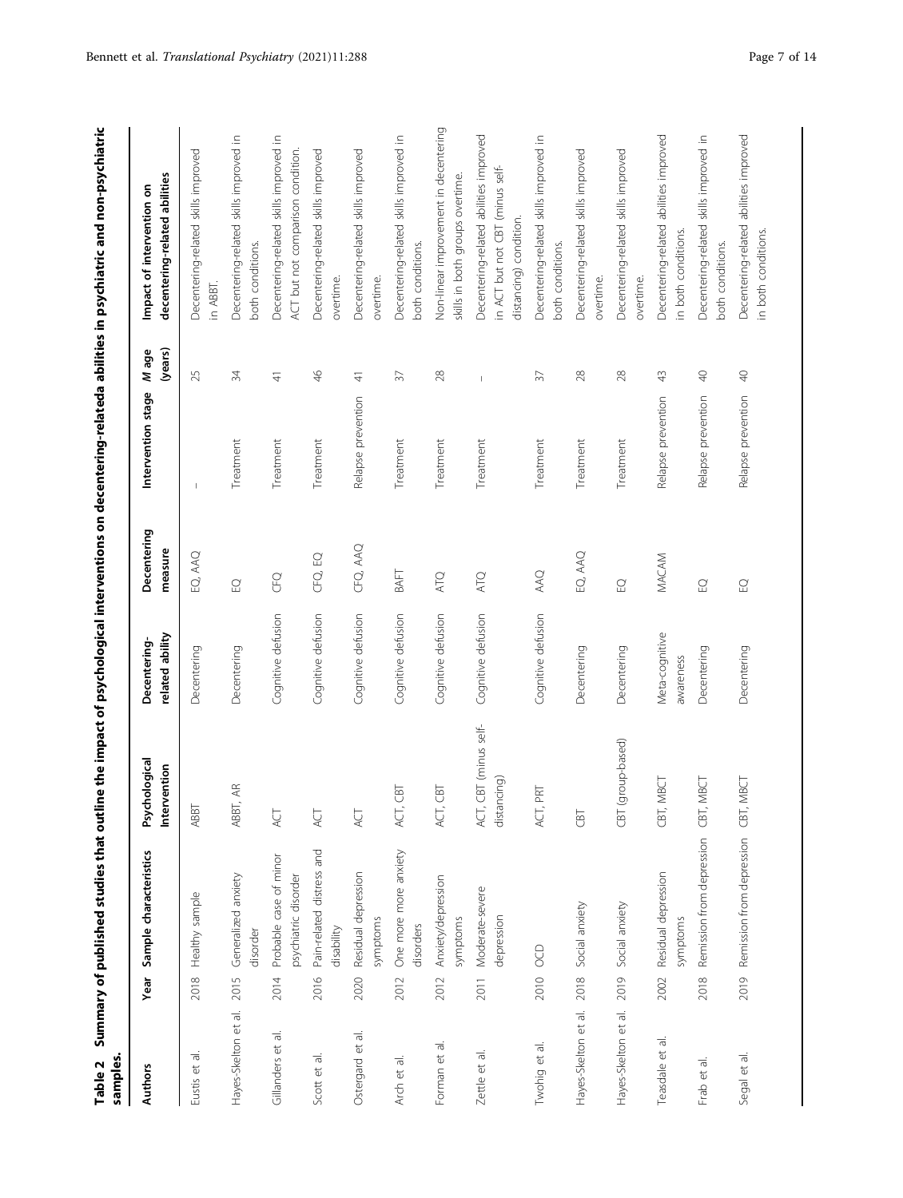**Table 2 Summary of published studies that outline the impact of psychological interventions on decentering-related[a] abilities in psychiatric and non-psychiatric samples.**

| Authors | Year | Sample characteristics | Psychological Intervention | Decentering-related ability | Decentering measure | Intervention stage | M age (years) | Impact of intervention on decentering-related abilities |
|---|---|---|---|---|---|---|---|---|
| Eustis et al. | 2018 | Healthy sample | ABBT | Decentering | EQ, AAQ | – | 25 | Decentering-related skills improved in ABBT. |
| Hayes-Skelton et al. | 2015 | Generalized anxiety disorder | ABBT, AR | Decentering | EQ | Treatment | 34 | Decentering-related skills improved in both conditions. |
| Gillanders et al. | 2014 | Probable case of minor psychiatric disorder | ACT | Cognitive defusion | CFQ | Treatment | 41 | Decentering-related skills improved in ACT but not comparison condition. |
| Scott et al. | 2016 | Pain-related distress and disability | ACT | Cognitive defusion | CFQ, EQ | Treatment | 46 | Decentering-related skills improved overtime. |
| Ostergard et al. | 2020 | Residual depression symptoms | ACT | Cognitive defusion | CFQ, AAQ | Relapse prevention | 41 | Decentering-related skills improved overtime. |
| Arch et al. | 2012 | One more more anxiety disorders | ACT, CBT | Cognitive defusion | BAFT | Treatment | 37 | Decentering-related skills improved in both conditions. |
| Forman et al. | 2012 | Anxiety/depression symptoms | ACT, CBT | Cognitive defusion | ATQ | Treatment | 28 | Non-linear improvement in decentering skills in both groups overtime. |
| Zettle et al. | 2011 | Moderate-severe depression | ACT, CBT (minus self-distancing) | Cognitive defusion | ATQ | Treatment | – | Decentering-related abilities improved in ACT but not CBT (minus self-distancing) condition. |
| Twohig et al. | 2010 | OCD | ACT, PRT | Cognitive defusion | AAQ | Treatment | 37 | Decentering-related skills improved in both conditions. |
| Hayes-Skelton et al. | 2018 | Social anxiety | CBT | Decentering | EQ, AAQ | Treatment | 28 | Decentering-related skills improved overtime. |
| Hayes-Skelton et al. | 2019 | Social anxiety | CBT (group-based) | Decentering | EQ | Treatment | 28 | Decentering-related skills improved overtime. |
| Teasdale et al. | 2002 | Residual depression symptoms | CBT, MBCT | Meta-cognitive awareness | MACAM | Relapse prevention | 43 | Decentering-related abilities improved in both conditions. |
| Frab et al. | 2018 | Remission from depression | CBT, MBCT | Decentering | EQ | Relapse prevention | 40 | Decentering-related skills improved in both conditions. |
| Segal et al. | 2019 | Remission from depression | CBT, MBCT | Decentering | EQ | Relapse prevention | 40 | Decentering-related abilities improved in both conditions. |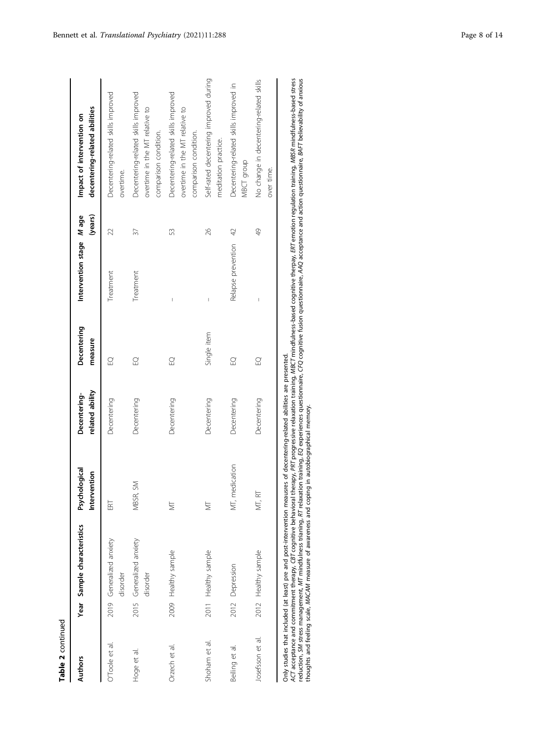**Table 2** continued

| Authors | Year | Sample characteristics | Psychological Intervention | Decentering-related ability | Decentering measure | Intervention stage | M age (years) | Impact of intervention on decentering-related abilities |
|---|---|---|---|---|---|---|---|---|
| O'Toole et al. | 2019 | Generalized anxiety disorder | ERT | Decentering | EQ | Treatment | 22 | Decentering-related skills improved overtime. |
| Hoge et al. | 2015 | Generalized anxiety disorder | MBSR, SM | Decentering | EQ | Treatment | 37 | Decentering-related skills improved overtime in the MT relative to comparison condition. |
| Orzech et al. | 2009 | Healthy sample | MT | Decentering | EQ | – | 53 | Decentering-related skills improved overtime in the MT relative to comparison condition. |
| Shoham et al. | 2011 | Healthy sample | MT | Decentering | Single item | – | 26 | Self-rated decentering improved during meditation practice. |
| Beiling et al. | 2012 | Depression | MT, medication | Decentering | EQ | Relapse prevention | 42 | Decentering-related skills improved in MBCT group |
| Josefsson et al. | 2012 | Healthy sample | MT, RT | Decentering | EQ | – | 49 | No change in decentering-related skills over time. |

Only studies that included (at least) pre and post-intervention measures of decentering-related abilities are presented.
*ACT* acceptance and commitment therapy, *CBT* cognitive behavioral therapy, *PRT* progressive relaxation training, *MBCT* mindfulness-based cognitive therpay, *ERT* emotion regulation training, *MBSR* mindfulness-based stress reduction, *SM* stress management, *MT* mindfulness trianing, *RT* relaxation training, *EQ* experiences questionnaire, *CFQ* cognitive fusion questionnaire, *AAQ* acceptance and action questionnaire, *BAFT* believability of anxious thoughts and feeling scale, *MACAM* measure of awareness and coping in autobiographical memory.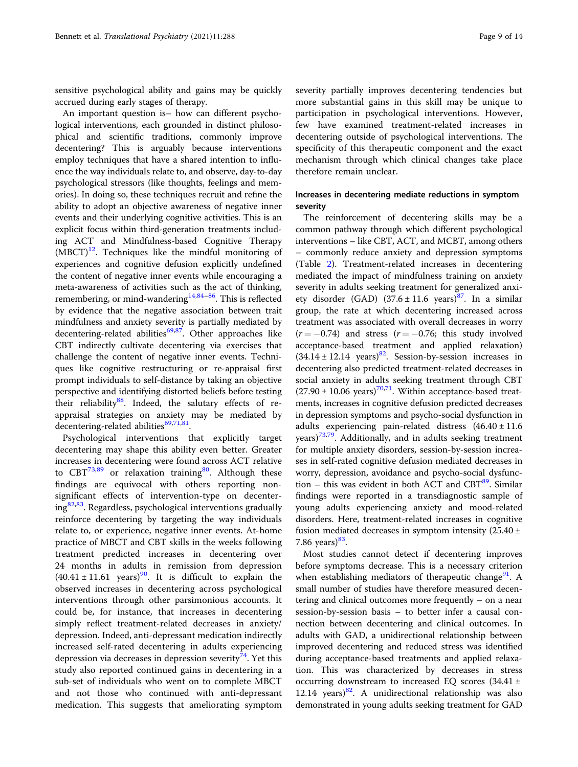sensitive psychological ability and gains may be quickly accrued during early stages of therapy.

An important question is– how can different psychological interventions, each grounded in distinct philosophical and scientific traditions, commonly improve decentering? This is arguably because interventions employ techniques that have a shared intention to influence the way individuals relate to, and observe, day-to-day psychological stressors (like thoughts, feelings and memories). In doing so, these techniques recruit and refine the ability to adopt an objective awareness of negative inner events and their underlying cognitive activities. This is an explicit focus within third-generation treatments including ACT and Mindfulness-based Cognitive Therapy (MBCT)[12]. Techniques like the mindful monitoring of experiences and cognitive defusion explicitly undefined the content of negative inner events while encouraging a meta-awareness of activities such as the act of thinking, remembering, or mind-wandering[14,84–86]. This is reflected by evidence that the negative association between trait mindfulness and anxiety severity is partially mediated by decentering-related abilities[69,87]. Other approaches like CBT indirectly cultivate decentering via exercises that challenge the content of negative inner events. Techniques like cognitive restructuring or re-appraisal first prompt individuals to self-distance by taking an objective perspective and identifying distorted beliefs before testing their reliability[88]. Indeed, the salutary effects of re-appraisal strategies on anxiety may be mediated by decentering-related abilities[69,71,81].

Psychological interventions that explicitly target decentering may shape this ability even better. Greater increases in decentering were found across ACT relative to CBT[73,89] or relaxation training[80]. Although these findings are equivocal with others reporting non-significant effects of intervention-type on decentering[82,83]. Regardless, psychological interventions gradually reinforce decentering by targeting the way individuals relate to, or experience, negative inner events. At-home practice of MBCT and CBT skills in the weeks following treatment predicted increases in decentering over 24 months in adults in remission from depression ($40.41 \pm 11.61$ years)[90]. It is difficult to explain the observed increases in decentering across psychological interventions through other parsimonious accounts. It could be, for instance, that increases in decentering simply reflect treatment-related decreases in anxiety/depression. Indeed, anti-depressant medication indirectly increased self-rated decentering in adults experiencing depression via decreases in depression severity[74]. Yet this study also reported continued gains in decentering in a sub-set of individuals who went on to complete MBCT and not those who continued with anti-depressant medication. This suggests that ameliorating symptom severity partially improves decentering tendencies but more substantial gains in this skill may be unique to participation in psychological interventions. However, few have examined treatment-related increases in decentering outside of psychological interventions. The specificity of this therapeutic component and the exact mechanism through which clinical changes take place therefore remain unclear.

### Increases in decentering mediate reductions in symptom severity

The reinforcement of decentering skills may be a common pathway through which different psychological interventions – like CBT, ACT, and MCBT, among others – commonly reduce anxiety and depression symptoms (Table 2). Treatment-related increases in decentering mediated the impact of mindfulness training on anxiety severity in adults seeking treatment for generalized anxiety disorder (GAD) ($37.6 \pm 11.6$ years)[87]. In a similar group, the rate at which decentering increased across treatment was associated with overall decreases in worry ($r = -0.74$) and stress ($r = -0.76$; this study involved acceptance-based treatment and applied relaxation) ($34.14 \pm 12.14$ years)[82]. Session-by-session increases in decentering also predicted treatment-related decreases in social anxiety in adults seeking treatment through CBT ($27.90 \pm 10.06$ years)[70,71]. Within acceptance-based treatments, increases in cognitive defusion predicted decreases in depression symptoms and psycho-social dysfunction in adults experiencing pain-related distress ($46.40 \pm 11.6$ years)[73,79]. Additionally, and in adults seeking treatment for multiple anxiety disorders, session-by-session increases in self-rated cognitive defusion mediated decreases in worry, depression, avoidance and psycho-social dysfunction – this was evident in both ACT and CBT[89]. Similar findings were reported in a transdiagnostic sample of young adults experiencing anxiety and mood-related disorders. Here, treatment-related increases in cognitive fusion mediated decreases in symptom intensity ($25.40 \pm 7.86$ years)[83].

Most studies cannot detect if decentering improves before symptoms decrease. This is a necessary criterion when establishing mediators of therapeutic change[91]. A small number of studies have therefore measured decentering and clinical outcomes more frequently – on a near session-by-session basis – to better infer a causal connection between decentering and clinical outcomes. In adults with GAD, a unidirectional relationship between improved decentering and reduced stress was identified during acceptance-based treatments and applied relaxation. This was characterized by decreases in stress occurring downstream to increased EQ scores ($34.41 \pm 12.14$ years)[82]. A unidirectional relationship was also demonstrated in young adults seeking treatment for GAD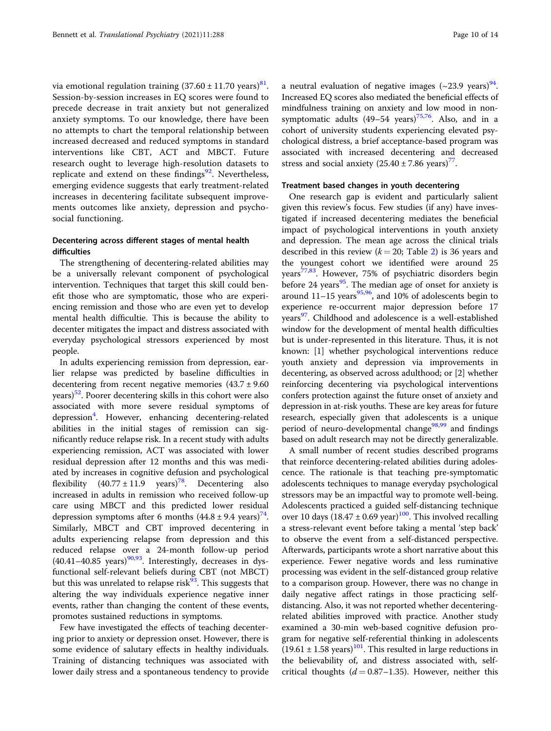via emotional regulation training ($37.60 \pm 11.70$ years)[81]. Session-by-session increases in EQ scores were found to precede decrease in trait anxiety but not generalized anxiety symptoms. To our knowledge, there have been no attempts to chart the temporal relationship between increased decreased and reduced symptoms in standard interventions like CBT, ACT and MBCT. Future research ought to leverage high-resolution datasets to replicate and extend on these findings[92]. Nevertheless, emerging evidence suggests that early treatment-related increases in decentering facilitate subsequent improvements outcomes like anxiety, depression and psychosocial functioning.

### Decentering across different stages of mental health difficulties

The strengthening of decentering-related abilities may be a universally relevant component of psychological intervention. Techniques that target this skill could benefit those who are symptomatic, those who are experiencing remission and those who are even yet to develop mental health difficultie. This is because the ability to decenter mitigates the impact and distress associated with everyday psychological stressors experienced by most people.

In adults experiencing remission from depression, earlier relapse was predicted by baseline difficulties in decentering from recent negative memories ($43.7 \pm 9.60$ years)[52]. Poorer decentering skills in this cohort were also associated with more severe residual symptoms of depression[4]. However, enhancing decentering-related abilities in the initial stages of remission can significantly reduce relapse risk. In a recent study with adults experiencing remission, ACT was associated with lower residual depression after 12 months and this was mediated by increases in cognitive defusion and psychological flexibility ($40.77 \pm 11.9$ years)[78]. Decentering also increased in adults in remission who received follow-up care using MBCT and this predicted lower residual depression symptoms after 6 months ($44.8 \pm 9.4$ years)[74]. Similarly, MBCT and CBT improved decentering in adults experiencing relapse from depression and this reduced relapse over a 24-month follow-up period (40.41–40.85 years)[90,93]. Interestingly, decreases in dysfunctional self-relevant beliefs during CBT (not MBCT) but this was unrelated to relapse risk[93]. This suggests that altering the way individuals experience negative inner events, rather than changing the content of these events, promotes sustained reductions in symptoms.

Few have investigated the effects of teaching decentering prior to anxiety or depression onset. However, there is some evidence of salutary effects in healthy individuals. Training of distancing techniques was associated with lower daily stress and a spontaneous tendency to provide a neutral evaluation of negative images (~23.9 years)[94]. Increased EQ scores also mediated the beneficial effects of mindfulness training on anxiety and low mood in non-symptomatic adults (49–54 years)[75,76]. Also, and in a cohort of university students experiencing elevated psychological distress, a brief acceptance-based program was associated with increased decentering and decreased stress and social anxiety ($25.40 \pm 7.86$ years)[77].

### Treatment based changes in youth decentering

One research gap is evident and particularly salient given this review's focus. Few studies (if any) have investigated if increased decentering mediates the beneficial impact of psychological interventions in youth anxiety and depression. The mean age across the clinical trials described in this review ($k = 20$; Table 2) is 36 years and the youngest cohort we identified were around 25 years[77,83]. However, 75% of psychiatric disorders begin before 24 years[95]. The median age of onset for anxiety is around 11–15 years[95,96], and 10% of adolescents begin to experience re-occurrent major depression before 17 years[97]. Childhood and adolescence is a well-established window for the development of mental health difficulties but is under-represented in this literature. Thus, it is not known: [1] whether psychological interventions reduce youth anxiety and depression via improvements in decentering, as observed across adulthood; or [2] whether reinforcing decentering via psychological interventions confers protection against the future onset of anxiety and depression in at-risk youths. These are key areas for future research, especially given that adolescents is a unique period of neuro-developmental change[98,99] and findings based on adult research may not be directly generalizable.

A small number of recent studies described programs that reinforce decentering-related abilities during adolescence. The rationale is that teaching pre-symptomatic adolescents techniques to manage everyday psychological stressors may be an impactful way to promote well-being. Adolescents practiced a guided self-distancing technique over 10 days ($18.47 \pm 0.69$ year)[100]. This involved recalling a stress-relevant event before taking a mental 'step back' to observe the event from a self-distanced perspective. Afterwards, participants wrote a short narrative about this experience. Fewer negative words and less ruminative processing was evident in the self-distanced group relative to a comparison group. However, there was no change in daily negative affect ratings in those practicing self-distancing. Also, it was not reported whether decentering-related abilities improved with practice. Another study examined a 30-min web-based cognitive defusion program for negative self-referential thinking in adolescents ($19.61 \pm 1.58$ years)[101]. This resulted in large reductions in the believability of, and distress associated with, self-critical thoughts ($d = 0.87$–$1.35$). However, neither this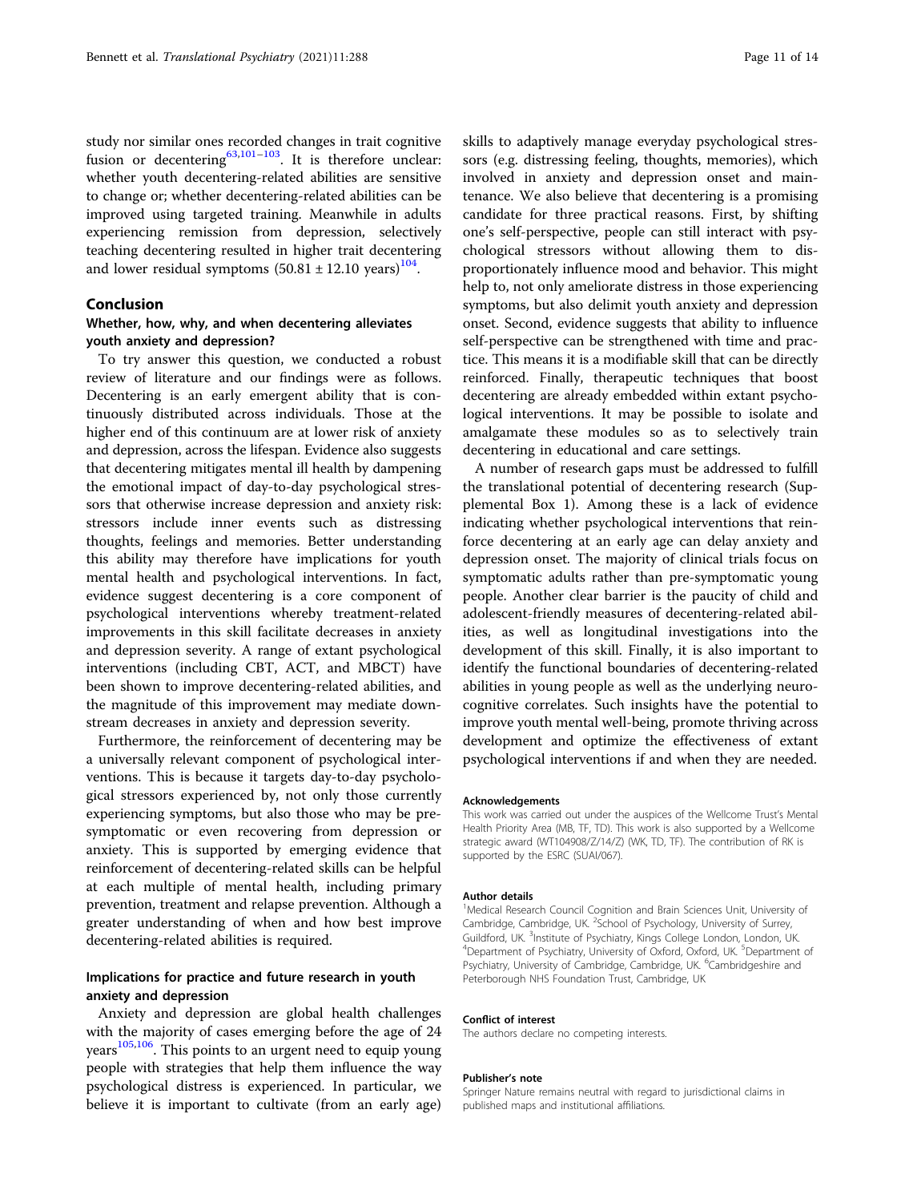study nor similar ones recorded changes in trait cognitive fusion or decentering[63,101–103]. It is therefore unclear: whether youth decentering-related abilities are sensitive to change or; whether decentering-related abilities can be improved using targeted training. Meanwhile in adults experiencing remission from depression, selectively teaching decentering resulted in higher trait decentering and lower residual symptoms ($50.81 \pm 12.10$ years)[104].

## Conclusion

### Whether, how, why, and when decentering alleviates youth anxiety and depression?

To try answer this question, we conducted a robust review of literature and our findings were as follows. Decentering is an early emergent ability that is continuously distributed across individuals. Those at the higher end of this continuum are at lower risk of anxiety and depression, across the lifespan. Evidence also suggests that decentering mitigates mental ill health by dampening the emotional impact of day-to-day psychological stressors that otherwise increase depression and anxiety risk: stressors include inner events such as distressing thoughts, feelings and memories. Better understanding this ability may therefore have implications for youth mental health and psychological interventions. In fact, evidence suggest decentering is a core component of psychological interventions whereby treatment-related improvements in this skill facilitate decreases in anxiety and depression severity. A range of extant psychological interventions (including CBT, ACT, and MBCT) have been shown to improve decentering-related abilities, and the magnitude of this improvement may mediate downstream decreases in anxiety and depression severity.

Furthermore, the reinforcement of decentering may be a universally relevant component of psychological interventions. This is because it targets day-to-day psychological stressors experienced by, not only those currently experiencing symptoms, but also those who may be pre-symptomatic or even recovering from depression or anxiety. This is supported by emerging evidence that reinforcement of decentering-related skills can be helpful at each multiple of mental health, including primary prevention, treatment and relapse prevention. Although a greater understanding of when and how best improve decentering-related abilities is required.

### Implications for practice and future research in youth anxiety and depression

Anxiety and depression are global health challenges with the majority of cases emerging before the age of 24 years[105,106]. This points to an urgent need to equip young people with strategies that help them influence the way psychological distress is experienced. In particular, we believe it is important to cultivate (from an early age) skills to adaptively manage everyday psychological stressors (e.g. distressing feeling, thoughts, memories), which involved in anxiety and depression onset and maintenance. We also believe that decentering is a promising candidate for three practical reasons. First, by shifting one's self-perspective, people can still interact with psychological stressors without allowing them to disproportionately influence mood and behavior. This might help to, not only ameliorate distress in those experiencing symptoms, but also delimit youth anxiety and depression onset. Second, evidence suggests that ability to influence self-perspective can be strengthened with time and practice. This means it is a modifiable skill that can be directly reinforced. Finally, therapeutic techniques that boost decentering are already embedded within extant psychological interventions. It may be possible to isolate and amalgamate these modules so as to selectively train decentering in educational and care settings.

A number of research gaps must be addressed to fulfill the translational potential of decentering research (Supplemental Box 1). Among these is a lack of evidence indicating whether psychological interventions that reinforce decentering at an early age can delay anxiety and depression onset. The majority of clinical trials focus on symptomatic adults rather than pre-symptomatic young people. Another clear barrier is the paucity of child and adolescent-friendly measures of decentering-related abilities, as well as longitudinal investigations into the development of this skill. Finally, it is also important to identify the functional boundaries of decentering-related abilities in young people as well as the underlying neurocognitive correlates. Such insights have the potential to improve youth mental well-being, promote thriving across development and optimize the effectiveness of extant psychological interventions if and when they are needed.

#### Acknowledgements

This work was carried out under the auspices of the Wellcome Trust's Mental Health Priority Area (MB, TF, TD). This work is also supported by a Wellcome strategic award (WT104908/Z/14/Z) (WK, TD, TF). The contribution of RK is supported by the ESRC (SUAI/067).

#### Author details

[1]Medical Research Council Cognition and Brain Sciences Unit, University of Cambridge, Cambridge, UK. [2]School of Psychology, University of Surrey, Guildford, UK. [3]Institute of Psychiatry, Kings College London, London, UK. [4]Department of Psychiatry, University of Oxford, Oxford, UK. [5]Department of Psychiatry, University of Cambridge, Cambridge, UK. [6]Cambridgeshire and Peterborough NHS Foundation Trust, Cambridge, UK

#### Conflict of interest

The authors declare no competing interests.

#### Publisher's note

Springer Nature remains neutral with regard to jurisdictional claims in published maps and institutional affiliations.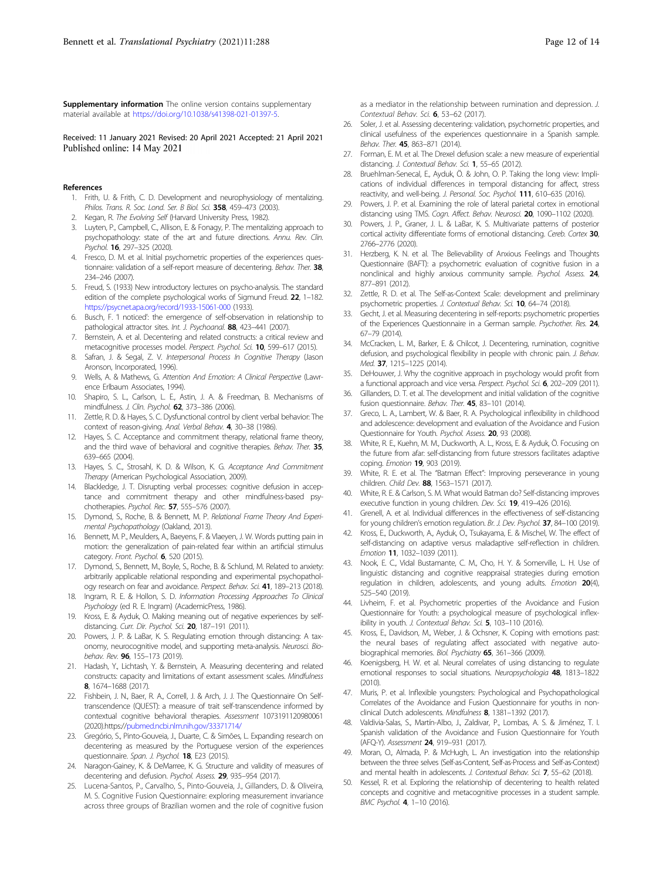**Supplementary information** The online version contains supplementary material available at https://doi.org/10.1038/s41398-021-01397-5.

Received: 11 January 2021 Revised: 20 April 2021 Accepted: 21 April 2021
Published online: 14 May 2021

## References

1. Frith, U. & Frith, C. D. Development and neurophysiology of mentalizing. *Philos. Trans. R. Soc. Lond. Ser. B Biol. Sci.* **358**, 459–473 (2003).
2. Kegan, R. *The Evolving Self* (Harvard University Press, 1982).
3. Luyten, P., Campbell, C., Allison, E. & Fonagy, P. The mentalizing approach to psychopathology: state of the art and future directions. *Annu. Rev. Clin. Psychol.* **16**, 297–325 (2020).
4. Fresco, D. M. et al. Initial psychometric properties of the experiences questionnaire: validation of a self-report measure of decentering. *Behav. Ther.* **38**, 234–246 (2007).
5. Freud, S. (1933) New introductory lectures on psycho-analysis. The standard edition of the complete psychological works of Sigmund Freud. **22**, 1–182. https://psycnet.apa.org/record/1933-15061-000 (1933).
6. Busch, F. 'I noticed': the emergence of self-observation in relationship to pathological attractor sites. *Int. J. Psychoanal.* **88**, 423–441 (2007).
7. Bernstein, A. et al. Decentering and related constructs: a critical review and metacognitive processes model. *Perspect. Psychol. Sci.* **10**, 599–617 (2015).
8. Safran, J. & Segal, Z. V. *Interpersonal Process In Cognitive Therapy* (Jason Aronson, Incorporated, 1996).
9. Wells, A. & Mathews, G. *Attention And Emotion: A Clinical Perspective* (Lawrence Erlbaum Associates, 1994).
10. Shapiro, S. L., Carlson, L. E., Astin, J. A. & Freedman, B. Mechanisms of mindfulness. *J. Clin. Psychol.* **62**, 373–386 (2006).
11. Zettle, R. D. & Hayes, S. C. Dysfunctional control by client verbal behavior: The context of reason-giving. *Anal. Verbal Behav.* **4**, 30–38 (1986).
12. Hayes, S. C. Acceptance and commitment therapy, relational frame theory, and the third wave of behavioral and cognitive therapies. *Behav. Ther.* **35**, 639–665 (2004).
13. Hayes, S. C., Strosahl, K. D. & Wilson, K. G. *Acceptance And Commitment Therapy* (American Psychological Association, 2009).
14. Blackledge, J. T. Disrupting verbal processes: cognitive defusion in acceptance and commitment therapy and other mindfulness-based psychotherapies. *Psychol. Rec.* **57**, 555–576 (2007).
15. Dymond, S., Roche, B. & Bennett, M. P. *Relational Frame Theory And Experimental Psychopathology* (Oakland, 2013).
16. Bennett, M. P., Meulders, A., Baeyens, F. & Vlaeyen, J. W. Words putting pain in motion: the generalization of pain-related fear within an artificial stimulus category. *Front. Psychol.* **6**, 520 (2015).
17. Dymond, S., Bennett, M., Boyle, S., Roche, B. & Schlund, M. Related to anxiety: arbitrarily applicable relational responding and experimental psychopathology research on fear and avoidance. *Perspect. Behav. Sci.* **41**, 189–213 (2018).
18. Ingram, R. E. & Hollon, S. D. *Information Processing Approaches To Clinical Psychology* (ed R. E. Ingram) (AcademicPress, 1986).
19. Kross, E. & Ayduk, O. Making meaning out of negative experiences by self-distancing. *Curr. Dir. Psychol. Sci.* **20**, 187–191 (2011).
20. Powers, J. P. & LaBar, K. S. Regulating emotion through distancing: A taxonomy, neurocognitive model, and supporting meta-analysis. *Neurosci. Biobehav. Rev.* **96**, 155–173 (2019).
21. Hadash, Y., Lichtash, Y. & Bernstein, A. Measuring decentering and related constructs: capacity and limitations of extant assessment scales. *Mindfulness* **8**, 1674–1688 (2017).
22. Fishbein, J. N., Baer, R. A., Correll, J. & Arch, J. J. The Questionnaire On Self-transcendence (QUEST): a measure of trait self-transcendence informed by contextual cognitive behavioral therapies. *Assessment* 1073191120980061 (2020).https://pubmed.ncbi.nlm.nih.gov/33371714/
23. Gregório, S., Pinto-Gouveia, J., Duarte, C. & Simões, L. Expanding research on decentering as measured by the Portuguese version of the experiences questionnaire. *Span. J. Psychol.* **18**, E23 (2015).
24. Naragon-Gainey, K. & DeMarree, K. G. Structure and validity of measures of decentering and defusion. *Psychol. Assess.* **29**, 935–954 (2017).
25. Lucena-Santos, P., Carvalho, S., Pinto-Gouveia, J., Gillanders, D. & Oliveira, M. S. Cognitive Fusion Questionnaire: exploring measurement invariance across three groups of Brazilian women and the role of cognitive fusion as a mediator in the relationship between rumination and depression. *J. Contextual Behav. Sci.* **6**, 53–62 (2017).
26. Soler, J. et al. Assessing decentering: validation, psychometric properties, and clinical usefulness of the experiences questionnaire in a Spanish sample. *Behav. Ther.* **45**, 863–871 (2014).
27. Forman, E. M. et al. The Drexel defusion scale: a new measure of experiential distancing. *J. Contextual Behav. Sci.* **1**, 55–65 (2012).
28. Bruehlman-Senecal, E., Ayduk, Ö. & John, O. P. Taking the long view: Implications of individual differences in temporal distancing for affect, stress reactivity, and well-being. *J. Personal. Soc. Psychol.* **111**, 610–635 (2016).
29. Powers, J. P. et al. Examining the role of lateral parietal cortex in emotional distancing using TMS. *Cogn. Affect. Behav. Neurosci.* **20**, 1090–1102 (2020).
30. Powers, J. P., Graner, J. L. & LaBar, K. S. Multivariate patterns of posterior cortical activity differentiate forms of emotional distancing. *Cereb. Cortex* **30**, 2766–2776 (2020).
31. Herzberg, K. N. et al. The Believability of Anxious Feelings and Thoughts Questionnaire (BAFT): a psychometric evaluation of cognitive fusion in a nonclinical and highly anxious community sample. *Psychol. Assess.* **24**, 877–891 (2012).
32. Zettle, R. D. et al. The Self-as-Context Scale: development and preliminary psychometric properties. *J. Contextual Behav. Sci.* **10**, 64–74 (2018).
33. Gecht, J. et al. Measuring decentering in self-reports: psychometric properties of the Experiences Questionnaire in a German sample. *Psychother. Res.* **24**, 67–79 (2014).
34. McCracken, L. M., Barker, E. & Chilcot, J. Decentering, rumination, cognitive defusion, and psychological flexibility in people with chronic pain. *J. Behav. Med.* **37**, 1215–1225 (2014).
35. DeHouwer, J. Why the cognitive approach in psychology would profit from a functional approach and vice versa. *Perspect. Psychol. Sci.* **6**, 202–209 (2011).
36. Gillanders, D. T. et al. The development and initial validation of the cognitive fusion questionnaire. *Behav. Ther.* **45**, 83–101 (2014).
37. Greco, L. A., Lambert, W. & Baer, R. A. Psychological inflexibility in childhood and adolescence: development and evaluation of the Avoidance and Fusion Questionnaire for Youth. *Psychol. Assess.* **20**, 93 (2008).
38. White, R. E., Kuehn, M. M., Duckworth, A. L., Kross, E. & Ayduk, Ö. Focusing on the future from afar: self-distancing from future stressors facilitates adaptive coping. *Emotion* **19**, 903 (2019).
39. White, R. E. et al. The "Batman Effect": Improving perseverance in young children. *Child Dev.* **88**, 1563–1571 (2017).
40. White, R. E. & Carlson, S. M. What would Batman do? Self-distancing improves executive function in young children. *Dev. Sci.* **19**, 419–426 (2016).
41. Grenell, A. et al. Individual differences in the effectiveness of self-distancing for young children's emotion regulation. *Br. J. Dev. Psychol.* **37**, 84–100 (2019).
42. Kross, E., Duckworth, A., Ayduk, O., Tsukayama, E. & Mischel, W. The effect of self-distancing on adaptive versus maladaptive self-reflection in children. *Emotion* **11**, 1032–1039 (2011).
43. Nook, E. C., Vidal Bustamante, C. M., Cho, H. Y. & Somerville, L. H. Use of linguistic distancing and cognitive reappraisal strategies during emotion regulation in children, adolescents, and young adults. *Emotion* **20**(4), 525–540 (2019).
44. Livheim, F. et al. Psychometric properties of the Avoidance and Fusion Questionnaire for Youth: a psychological measure of psychological inflexibility in youth. *J. Contextual Behav. Sci.* **5**, 103–110 (2016).
45. Kross, E., Davidson, M., Weber, J. & Ochsner, K. Coping with emotions past: the neural bases of regulating affect associated with negative autobiographical memories. *Biol. Psychiatry* **65**, 361–366 (2009).
46. Koenigsberg, H. W. et al. Neural correlates of using distancing to regulate emotional responses to social situations. *Neuropsychologia* **48**, 1813–1822 (2010).
47. Muris, P. et al. Inflexible youngsters: Psychological and Psychopathological Correlates of the Avoidance and Fusion Questionnaire for youths in nonclinical Dutch adolescents. *Mindfulness* **8**, 1381–1392 (2017).
48. Valdivia-Salas, S., Martín-Albo, J., Zaldivar, P., Lombas, A. S. & Jiménez, T. I. Spanish validation of the Avoidance and Fusion Questionnaire for Youth (AFQ-Y). *Assessment* **24**, 919–931 (2017).
49. Moran, O., Almada, P. & McHugh, L. An investigation into the relationship between the three selves (Self-as-Content, Self-as-Process and Self-as-Context) and mental health in adolescents. *J. Contextual Behav. Sci.* **7**, 55–62 (2018).
50. Kessel, R. et al. Exploring the relationship of decentering to health related concepts and cognitive and metacognitive processes in a student sample. *BMC Psychol.* **4**, 1–10 (2016).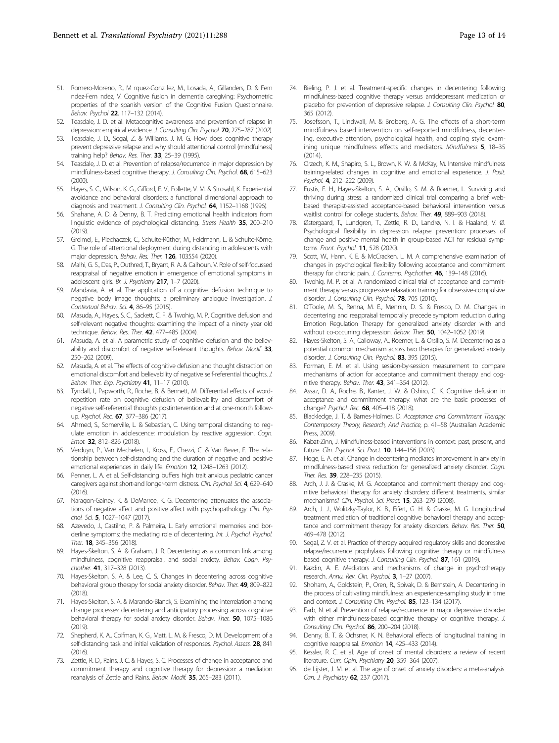51. Romero-Moreno, R., M rquez-Gonz lez, M., Losada, A., Gillanders, D. & Fern ndez-Fern ndez, V. Cognitive fusion in dementia caregiving: Psychometric properties of the spanish version of the Cognitive Fusion Questionnaire. *Behav. Psychol* **22**, 117–132 (2014).
52. Teasdale, J. D. et al. Metacognitive awareness and prevention of relapse in depression: empirical evidence. *J. Consulting Clin. Psychol.* **70**, 275–287 (2002).
53. Teasdale, J. D., Segal, Z. & Williams, J. M. G. How does cognitive therapy prevent depressive relapse and why should attentional control (mindfulness) training help? *Behav. Res. Ther.* **33**, 25–39 (1995).
54. Teasdale, J. D. et al. Prevention of relapse/recurrence in major depression by mindfulness-based cognitive therapy. *J. Consulting Clin. Psychol.* **68**, 615–623 (2000).
55. Hayes, S. C., Wilson, K. G., Gifford, E. V., Follette, V. M. & Strosahl, K. Experiential avoidance and behavioral disorders: a functional dimensional approach to diagnosis and treatment. *J. Consulting Clin. Psychol.* **64**, 1152–1168 (1996).
56. Shahane, A. D. & Denny, B. T. Predicting emotional health indicators from linguistic evidence of psychological distancing. *Stress Health* **35**, 200–210 (2019).
57. Greimel, E., Piechaczek, C., Schulte-Rüther, M., Feldmann, L. & Schulte-Körne, G. The role of attentional deployment during distancing in adolescents with major depression. *Behav. Res. Ther.* **126**, 103554 (2020).
58. Malhi, G. S., Das, P., Outhred, T., Bryant, R. A. & Calhoun, V. Role of self-focussed reappraisal of negative emotion in emergence of emotional symptoms in adolescent girls. *Br. J. Psychiatry* **217**, 1–7 (2020).
59. Mandavia, A. et al. The application of a cognitive defusion technique to negative body image thoughts: a preliminary analogue investigation. *J. Contextual Behav. Sci.* **4**, 86–95 (2015).
60. Masuda, A., Hayes, S. C., Sackett, C. F. & Twohig, M. P. Cognitive defusion and self-relevant negative thoughts: examining the impact of a ninety year old technique. *Behav. Res. Ther.* **42**, 477–485 (2004).
61. Masuda, A. et al. A parametric study of cognitive defusion and the believability and discomfort of negative self-relevant thoughts. *Behav. Modif.* **33**, 250–262 (2009).
62. Masuda, A. et al. The effects of cognitive defusion and thought distraction on emotional discomfort and believability of negative self-referential thoughts. *J. Behav. Ther. Exp. Psychiatry* **41**, 11–17 (2010).
63. Tyndall, I., Papworth, R., Roche, B. & Bennett, M. Differential effects of word-repetition rate on cognitive defusion of believability and discomfort of negative self-referential thoughts postintervention and at one-month follow-up. *Psychol. Rec.* **67**, 377–386 (2017).
64. Ahmed, S., Somerville, L. & Sebastian, C. Using temporal distancing to regulate emotion in adolescence: modulation by reactive aggression. *Cogn. Emot.* **32**, 812–826 (2018).
65. Verduyn, P., Van Mechelen, I., Kross, E., Chezzi, C. & Van Bever, F. The relationship between self-distancing and the duration of negative and positive emotional experiences in daily life. *Emotion* **12**, 1248–1263 (2012).
66. Penner, L. A. et al. Self-distancing buffers high trait anxious pediatric cancer caregivers against short-and longer-term distress. *Clin. Psychol. Sci.* **4**, 629–640 (2016).
67. Naragon-Gainey, K. & DeMarree, K. G. Decentering attenuates the associations of negative affect and positive affect with psychopathology. *Clin. Psychol. Sci.* **5**, 1027–1047 (2017).
68. Azevedo, J., Castilho, P. & Palmeira, L. Early emotional memories and borderline symptoms: the mediating role of decentering. *Int. J. Psychol. Psychol. Ther.* **18**, 345–356 (2018).
69. Hayes-Skelton, S. A. & Graham, J. R. Decentering as a common link among mindfulness, cognitive reappraisal, and social anxiety. *Behav. Cogn. Psychother.* **41**, 317–328 (2013).
70. Hayes-Skelton, S. A. & Lee, C. S. Changes in decentering across cognitive behavioral group therapy for social anxiety disorder. *Behav. Ther.* **49**, 809–822 (2018).
71. Hayes-Skelton, S. A. & Marando-Blanck, S. Examining the interrelation among change processes: decentering and anticipatory processing across cognitive behavioral therapy for social anxiety disorder. *Behav. Ther.* **50**, 1075–1086 (2019).
72. Shepherd, K. A., Coifman, K. G., Matt, L. M. & Fresco, D. M. Development of a self-distancing task and initial validation of responses. *Psychol. Assess.* **28**, 841 (2016).
73. Zettle, R. D., Rains, J. C. & Hayes, S. C. Processes of change in acceptance and commitment therapy and cognitive therapy for depression: a mediation reanalysis of Zettle and Rains. *Behav. Modif.* **35**, 265–283 (2011).
74. Bieling, P. J. et al. Treatment-specific changes in decentering following mindfulness-based cognitive therapy versus antidepressant medication or placebo for prevention of depressive relapse. *J. Consulting Clin. Psychol.* **80**, 365 (2012).
75. Josefsson, T., Lindwall, M. & Broberg, A. G. The effects of a short-term mindfulness based intervention on self-reported mindfulness, decentering, executive attention, psychological health, and coping style: examining unique mindfulness effects and mediators. *Mindfulness* **5**, 18–35 (2014).
76. Orzech, K. M., Shapiro, S. L., Brown, K. W. & McKay, M. Intensive mindfulness training-related changes in cognitive and emotional experience. *J. Posit. Psychol.* **4**, 212–222 (2009).
77. Eustis, E. H., Hayes-Skelton, S. A., Orsillo, S. M. & Roemer, L. Surviving and thriving during stress: a randomized clinical trial comparing a brief web-based therapist-assisted acceptance-based behavioral intervention versus waitlist control for college students. *Behav. Ther.* **49**, 889–903 (2018).
78. Østergaard, T., Lundgren, T., Zettle, R. D., Landrø, N. I. & Haaland, V. Ø. Psychological flexibility in depression relapse prevention: processes of change and positive mental health in group-based ACT for residual symptoms. *Front. Psychol.* **11**, 528 (2020).
79. Scott, W., Hann, K. E. & McCracken, L. M. A comprehensive examination of changes in psychological flexibility following acceptance and commitment therapy for chronic pain. *J. Contemp. Psychother.* **46**, 139–148 (2016).
80. Twohig, M. P. et al. A randomized clinical trial of acceptance and commitment therapy versus progressive relaxation training for obsessive-compulsive disorder. *J. Consulting Clin. Psychol.* **78**, 705 (2010).
81. O'Toole, M. S., Renna, M. E., Mennin, D. S. & Fresco, D. M. Changes in decentering and reappraisal temporally precede symptom reduction during Emotion Regulation Therapy for generalized anxiety disorder with and without co-occurring depression. *Behav. Ther.* **50**, 1042–1052 (2019).
82. Hayes-Skelton, S. A., Calloway, A., Roemer, L. & Orsillo, S. M. Decentering as a potential common mechanism across two therapies for generalized anxiety disorder. *J. Consulting Clin. Psychol.* **83**, 395 (2015).
83. Forman, E. M. et al. Using session-by-session measurement to compare mechanisms of action for acceptance and commitment therapy and cognitive therapy. *Behav. Ther.* **43**, 341–354 (2012).
84. Assaz, D. A., Roche, B., Kanter, J. W. & Oshiro, C. K. Cognitive defusion in acceptance and commitment therapy: what are the basic processes of change? *Psychol. Rec.* **68**, 405–418 (2018).
85. Blackledge, J. T. & Barnes-Holmes, D. *Acceptance and Commitment Therapy: Contemporary Theory, Research, And Practice*, p. 41–58 (Australian Academic Press, 2009).
86. Kabat-Zinn, J. Mindfulness-based interventions in context: past, present, and future. *Clin. Psychol. Sci. Pract.* **10**, 144–156 (2003).
87. Hoge, E. A. et al. Change in decentering mediates improvement in anxiety in mindfulness-based stress reduction for generalized anxiety disorder. *Cogn. Ther. Res.* **39**, 228–235 (2015).
88. Arch, J. J. & Craske, M. G. Acceptance and commitment therapy and cognitive behavioral therapy for anxiety disorders: different treatments, similar mechanisms? *Clin. Psychol. Sci. Pract.* **15**, 263–279 (2008).
89. Arch, J. J., Wolitzky-Taylor, K. B., Eifert, G. H. & Craske, M. G. Longitudinal treatment mediation of traditional cognitive behavioral therapy and acceptance and commitment therapy for anxiety disorders. *Behav. Res. Ther.* **50**, 469–478 (2012).
90. Segal, Z. V. et al. Practice of therapy acquired regulatory skills and depressive relapse/recurrence prophylaxis following cognitive therapy or mindfulness based cognitive therapy. *J. Consulting Clin. Psychol.* **87**, 161 (2019).
91. Kazdin, A. E. Mediators and mechanisms of change in psychotherapy research. *Annu. Rev. Clin. Psychol.* **3**, 1–27 (2007).
92. Shoham, A., Goldstein, P., Oren, R., Spivak, D. & Bernstein, A. Decentering in the process of cultivating mindfulness: an experience-sampling study in time and context. *J. Consulting Clin. Psychol.* **85**, 123–134 (2017).
93. Farb, N. et al. Prevention of relapse/recurrence in major depressive disorder with either mindfulness-based cognitive therapy or cognitive therapy. *J. Consulting Clin. Psychol.* **86**, 200–204 (2018).
94. Denny, B. T. & Ochsner, K. N. Behavioral effects of longitudinal training in cognitive reappraisal. *Emotion* **14**, 425–433 (2014).
95. Kessler, R. C. et al. Age of onset of mental disorders: a review of recent literature. *Curr. Opin. Psychiatry* **20**, 359–364 (2007).
96. de Lijster, J. M. et al. The age of onset of anxiety disorders: a meta-analysis. *Can. J. Psychiatry* **62**, 237 (2017).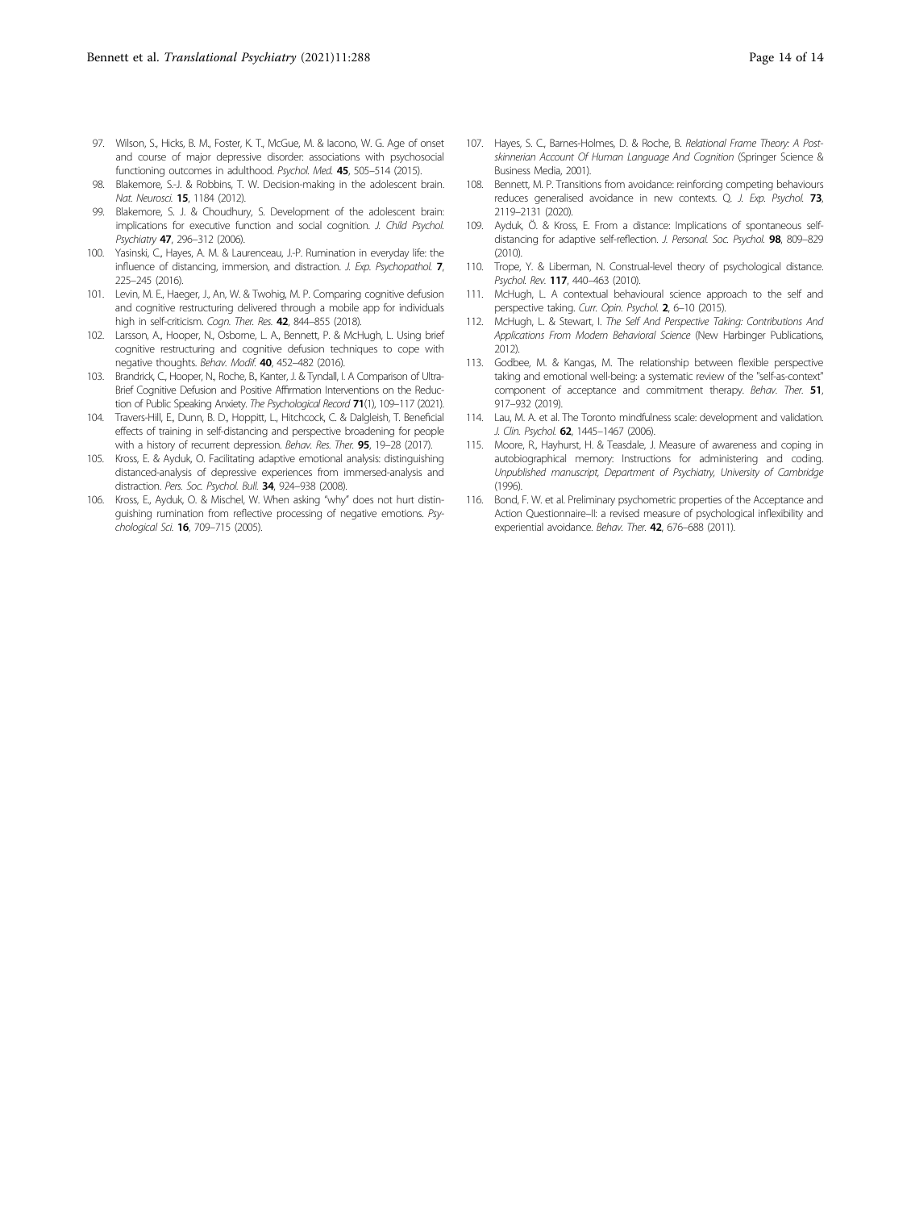97. Wilson, S., Hicks, B. M., Foster, K. T., McGue, M. & Iacono, W. G. Age of onset and course of major depressive disorder: associations with psychosocial functioning outcomes in adulthood. *Psychol. Med.* **45**, 505–514 (2015).
98. Blakemore, S.-J. & Robbins, T. W. Decision-making in the adolescent brain. *Nat. Neurosci.* **15**, 1184 (2012).
99. Blakemore, S. J. & Choudhury, S. Development of the adolescent brain: implications for executive function and social cognition. *J. Child Psychol. Psychiatry* **47**, 296–312 (2006).
100. Yasinski, C., Hayes, A. M. & Laurenceau, J.-P. Rumination in everyday life: the influence of distancing, immersion, and distraction. *J. Exp. Psychopathol.* **7**, 225–245 (2016).
101. Levin, M. E., Haeger, J., An, W. & Twohig, M. P. Comparing cognitive defusion and cognitive restructuring delivered through a mobile app for individuals high in self-criticism. *Cogn. Ther. Res.* **42**, 844–855 (2018).
102. Larsson, A., Hooper, N., Osborne, L. A., Bennett, P. & McHugh, L. Using brief cognitive restructuring and cognitive defusion techniques to cope with negative thoughts. *Behav. Modif.* **40**, 452–482 (2016).
103. Brandrick, C., Hooper, N., Roche, B., Kanter, J. & Tyndall, I. A Comparison of Ultra-Brief Cognitive Defusion and Positive Affirmation Interventions on the Reduction of Public Speaking Anxiety. *The Psychological Record* **71**(1), 109–117 (2021).
104. Travers-Hill, E., Dunn, B. D., Hoppitt, L., Hitchcock, C. & Dalgleish, T. Beneficial effects of training in self-distancing and perspective broadening for people with a history of recurrent depression. *Behav. Res. Ther.* **95**, 19–28 (2017).
105. Kross, E. & Ayduk, O. Facilitating adaptive emotional analysis: distinguishing distanced-analysis of depressive experiences from immersed-analysis and distraction. *Pers. Soc. Psychol. Bull.* **34**, 924–938 (2008).
106. Kross, E., Ayduk, O. & Mischel, W. When asking "why" does not hurt distinguishing rumination from reflective processing of negative emotions. *Psychological Sci.* **16**, 709–715 (2005).
107. Hayes, S. C., Barnes-Holmes, D. & Roche, B. *Relational Frame Theory: A Post-skinnerian Account Of Human Language And Cognition* (Springer Science & Business Media, 2001).
108. Bennett, M. P. Transitions from avoidance: reinforcing competing behaviours reduces generalised avoidance in new contexts. *Q. J. Exp. Psychol.* **73**, 2119–2131 (2020).
109. Ayduk, Ö. & Kross, E. From a distance: Implications of spontaneous self-distancing for adaptive self-reflection. *J. Personal. Soc. Psychol.* **98**, 809–829 (2010).
110. Trope, Y. & Liberman, N. Construal-level theory of psychological distance. *Psychol. Rev.* **117**, 440–463 (2010).
111. McHugh, L. A contextual behavioural science approach to the self and perspective taking. *Curr. Opin. Psychol.* **2**, 6–10 (2015).
112. McHugh, L. & Stewart, I. *The Self And Perspective Taking: Contributions And Applications From Modern Behavioral Science* (New Harbinger Publications, 2012).
113. Godbee, M. & Kangas, M. The relationship between flexible perspective taking and emotional well-being: a systematic review of the "self-as-context" component of acceptance and commitment therapy. *Behav. Ther.* **51**, 917–932 (2019).
114. Lau, M. A. et al. The Toronto mindfulness scale: development and validation. *J. Clin. Psychol.* **62**, 1445–1467 (2006).
115. Moore, R., Hayhurst, H. & Teasdale, J. Measure of awareness and coping in autobiographical memory: Instructions for administering and coding. *Unpublished manuscript, Department of Psychiatry, University of Cambridge* (1996).
116. Bond, F. W. et al. Preliminary psychometric properties of the Acceptance and Action Questionnaire–II: a revised measure of psychological inflexibility and experiential avoidance. *Behav. Ther.* **42**, 676–688 (2011).